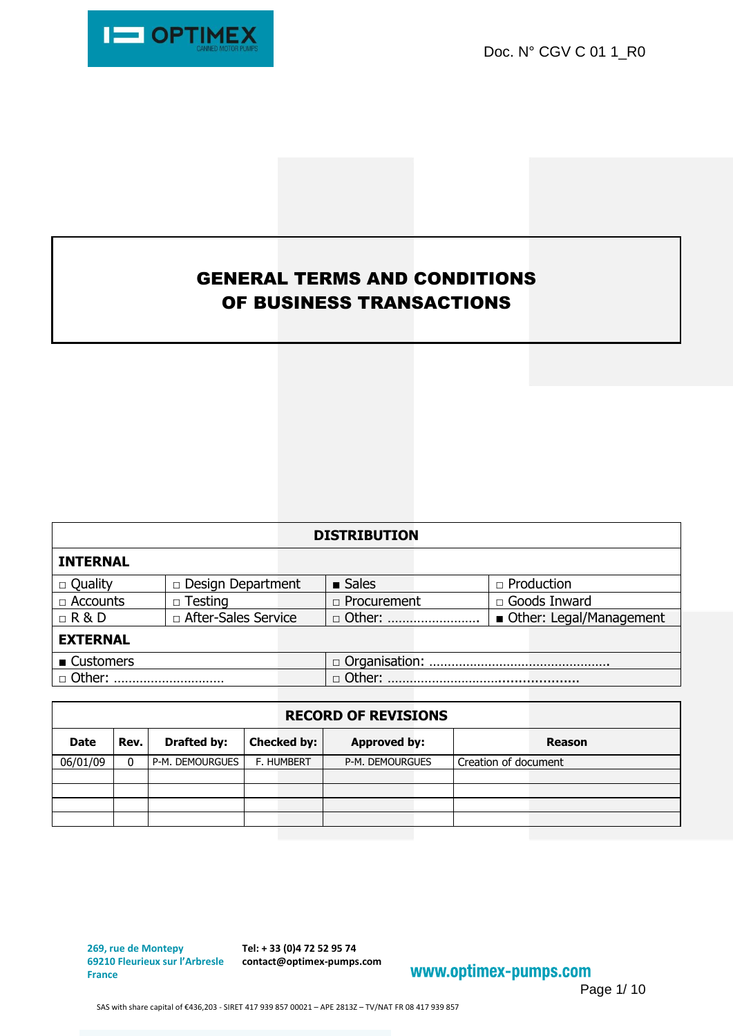Doc. N° CGV C 01 1_R0

# GENERAL TERMS AND CONDITIONS OF BUSINESS TRANSACTIONS

| DISTRIBUTION | | | |
|---|---|---|---|
| **INTERNAL** | | | |
| □ Quality | □ Design Department | ■ Sales | □ Production |
| □ Accounts | □ Testing | □ Procurement | □ Goods Inward |
| □ R & D | □ After-Sales Service | □ Other: …………………… | ■ Other: Legal/Management |
| **EXTERNAL** | | | |
| ■ Customers | | □ Organisation: ………………………………………… | |
| □ Other: ………………………… | | □ Other: ………………………………………… | |

| RECORD OF REVISIONS | | | | | |
|---|---|---|---|---|---|
| **Date** | **Rev.** | **Drafted by:** | **Checked by:** | **Approved by:** | **Reason** |
| 06/01/09 | 0 | P-M. DEMOURGUES | F. HUMBERT | P-M. DEMOURGUES | Creation of document |
| | | | | | |
| | | | | | |
| | | | | | |
| | | | | | |

269, rue de Montepy
69210 Fleurieux sur l'Arbresle
France

Tel: + 33 (0)4 72 52 95 74
contact@optimex-pumps.com

www.optimex-pumps.com

SAS with share capital of €436,203 - SIRET 417 939 857 00021 – APE 2813Z – TV/NAT FR 08 417 939 857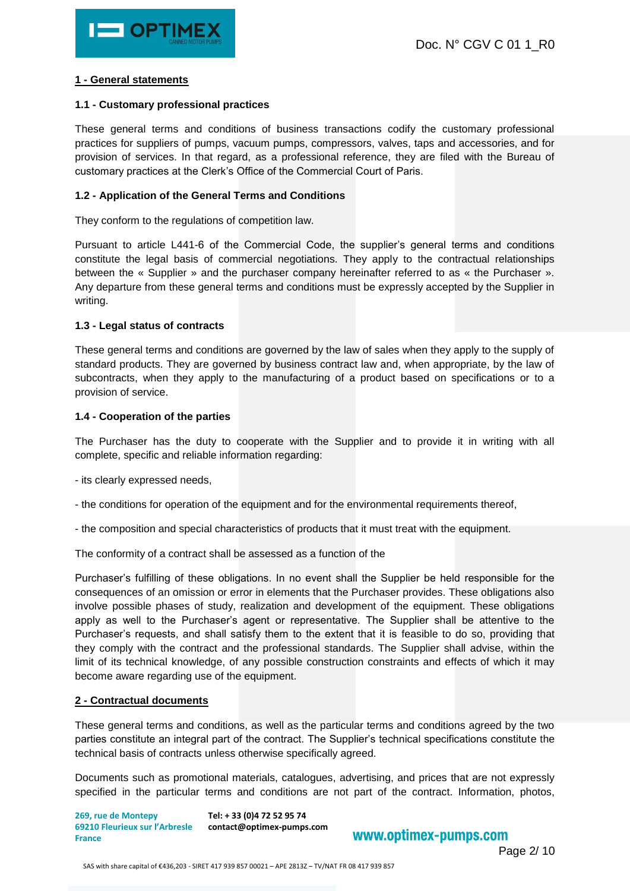## 1 - General statements

### 1.1 - Customary professional practices

These general terms and conditions of business transactions codify the customary professional practices for suppliers of pumps, vacuum pumps, compressors, valves, taps and accessories, and for provision of services. In that regard, as a professional reference, they are filed with the Bureau of customary practices at the Clerk's Office of the Commercial Court of Paris.

### 1.2 - Application of the General Terms and Conditions

They conform to the regulations of competition law.

Pursuant to article L441-6 of the Commercial Code, the supplier's general terms and conditions constitute the legal basis of commercial negotiations. They apply to the contractual relationships between the « Supplier » and the purchaser company hereinafter referred to as « the Purchaser ». Any departure from these general terms and conditions must be expressly accepted by the Supplier in writing.

### 1.3 - Legal status of contracts

These general terms and conditions are governed by the law of sales when they apply to the supply of standard products. They are governed by business contract law and, when appropriate, by the law of subcontracts, when they apply to the manufacturing of a product based on specifications or to a provision of service.

### 1.4 - Cooperation of the parties

The Purchaser has the duty to cooperate with the Supplier and to provide it in writing with all complete, specific and reliable information regarding:

- its clearly expressed needs,
- the conditions for operation of the equipment and for the environmental requirements thereof,
- the composition and special characteristics of products that it must treat with the equipment.

The conformity of a contract shall be assessed as a function of the

Purchaser's fulfilling of these obligations. In no event shall the Supplier be held responsible for the consequences of an omission or error in elements that the Purchaser provides. These obligations also involve possible phases of study, realization and development of the equipment. These obligations apply as well to the Purchaser's agent or representative. The Supplier shall be attentive to the Purchaser's requests, and shall satisfy them to the extent that it is feasible to do so, providing that they comply with the contract and the professional standards. The Supplier shall advise, within the limit of its technical knowledge, of any possible construction constraints and effects of which it may become aware regarding use of the equipment.

## 2 - Contractual documents

These general terms and conditions, as well as the particular terms and conditions agreed by the two parties constitute an integral part of the contract. The Supplier's technical specifications constitute the technical basis of contracts unless otherwise specifically agreed.

Documents such as promotional materials, catalogues, advertising, and prices that are not expressly specified in the particular terms and conditions are not part of the contract. Information, photos,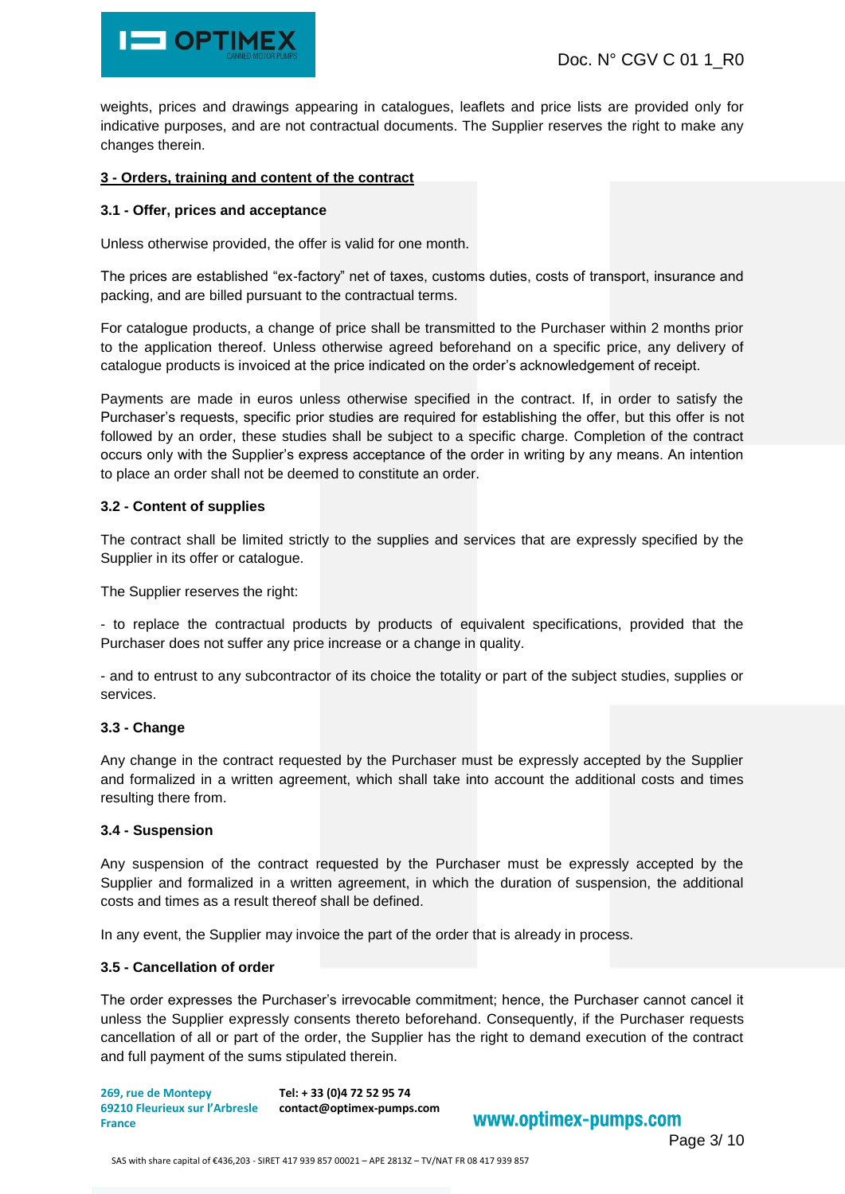weights, prices and drawings appearing in catalogues, leaflets and price lists are provided only for indicative purposes, and are not contractual documents. The Supplier reserves the right to make any changes therein.

## 3 - Orders, training and content of the contract

### 3.1 - Offer, prices and acceptance

Unless otherwise provided, the offer is valid for one month.

The prices are established "ex-factory" net of taxes, customs duties, costs of transport, insurance and packing, and are billed pursuant to the contractual terms.

For catalogue products, a change of price shall be transmitted to the Purchaser within 2 months prior to the application thereof. Unless otherwise agreed beforehand on a specific price, any delivery of catalogue products is invoiced at the price indicated on the order's acknowledgement of receipt.

Payments are made in euros unless otherwise specified in the contract. If, in order to satisfy the Purchaser's requests, specific prior studies are required for establishing the offer, but this offer is not followed by an order, these studies shall be subject to a specific charge. Completion of the contract occurs only with the Supplier's express acceptance of the order in writing by any means. An intention to place an order shall not be deemed to constitute an order.

### 3.2 - Content of supplies

The contract shall be limited strictly to the supplies and services that are expressly specified by the Supplier in its offer or catalogue.

The Supplier reserves the right:

- to replace the contractual products by products of equivalent specifications, provided that the Purchaser does not suffer any price increase or a change in quality.

- and to entrust to any subcontractor of its choice the totality or part of the subject studies, supplies or services.

### 3.3 - Change

Any change in the contract requested by the Purchaser must be expressly accepted by the Supplier and formalized in a written agreement, which shall take into account the additional costs and times resulting there from.

### 3.4 - Suspension

Any suspension of the contract requested by the Purchaser must be expressly accepted by the Supplier and formalized in a written agreement, in which the duration of suspension, the additional costs and times as a result thereof shall be defined.

In any event, the Supplier may invoice the part of the order that is already in process.

### 3.5 - Cancellation of order

The order expresses the Purchaser's irrevocable commitment; hence, the Purchaser cannot cancel it unless the Supplier expressly consents thereto beforehand. Consequently, if the Purchaser requests cancellation of all or part of the order, the Supplier has the right to demand execution of the contract and full payment of the sums stipulated therein.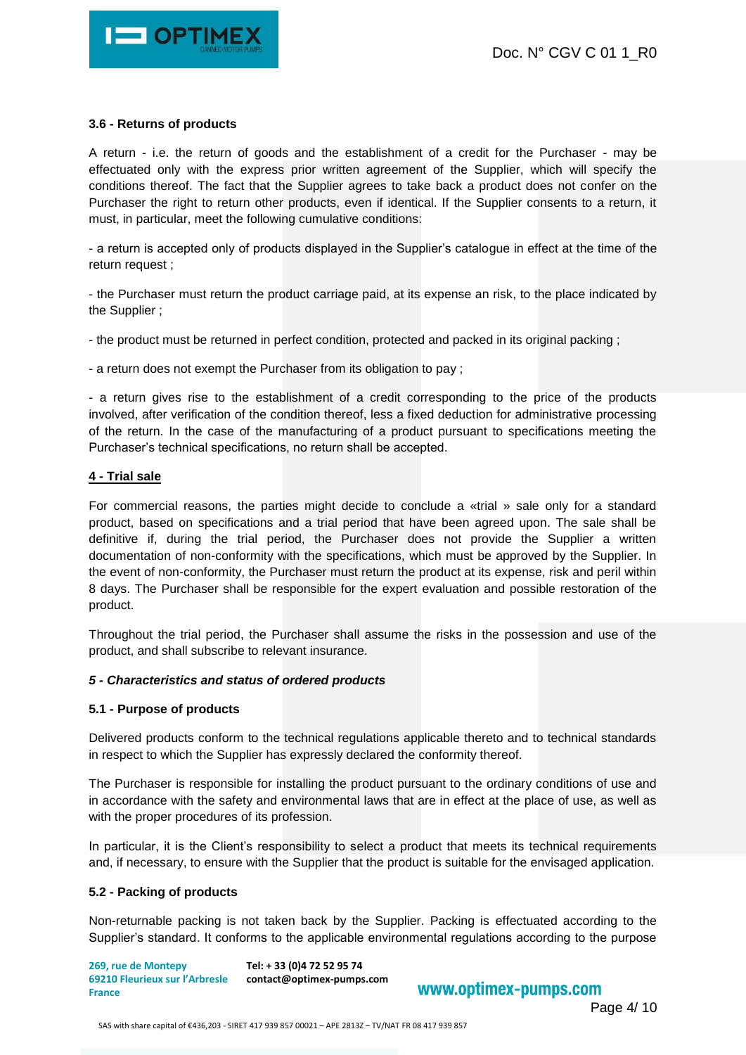### 3.6 - Returns of products

A return - i.e. the return of goods and the establishment of a credit for the Purchaser - may be effectuated only with the express prior written agreement of the Supplier, which will specify the conditions thereof. The fact that the Supplier agrees to take back a product does not confer on the Purchaser the right to return other products, even if identical. If the Supplier consents to a return, it must, in particular, meet the following cumulative conditions:

- a return is accepted only of products displayed in the Supplier's catalogue in effect at the time of the return request ;

- the Purchaser must return the product carriage paid, at its expense an risk, to the place indicated by the Supplier ;

- the product must be returned in perfect condition, protected and packed in its original packing ;

- a return does not exempt the Purchaser from its obligation to pay ;

- a return gives rise to the establishment of a credit corresponding to the price of the products involved, after verification of the condition thereof, less a fixed deduction for administrative processing of the return. In the case of the manufacturing of a product pursuant to specifications meeting the Purchaser's technical specifications, no return shall be accepted.

## 4 - Trial sale

For commercial reasons, the parties might decide to conclude a «trial » sale only for a standard product, based on specifications and a trial period that have been agreed upon. The sale shall be definitive if, during the trial period, the Purchaser does not provide the Supplier a written documentation of non-conformity with the specifications, which must be approved by the Supplier. In the event of non-conformity, the Purchaser must return the product at its expense, risk and peril within 8 days. The Purchaser shall be responsible for the expert evaluation and possible restoration of the product.

Throughout the trial period, the Purchaser shall assume the risks in the possession and use of the product, and shall subscribe to relevant insurance.

## *5 - Characteristics and status of ordered products*

### 5.1 - Purpose of products

Delivered products conform to the technical regulations applicable thereto and to technical standards in respect to which the Supplier has expressly declared the conformity thereof.

The Purchaser is responsible for installing the product pursuant to the ordinary conditions of use and in accordance with the safety and environmental laws that are in effect at the place of use, as well as with the proper procedures of its profession.

In particular, it is the Client's responsibility to select a product that meets its technical requirements and, if necessary, to ensure with the Supplier that the product is suitable for the envisaged application.

### 5.2 - Packing of products

Non-returnable packing is not taken back by the Supplier. Packing is effectuated according to the Supplier's standard. It conforms to the applicable environmental regulations according to the purpose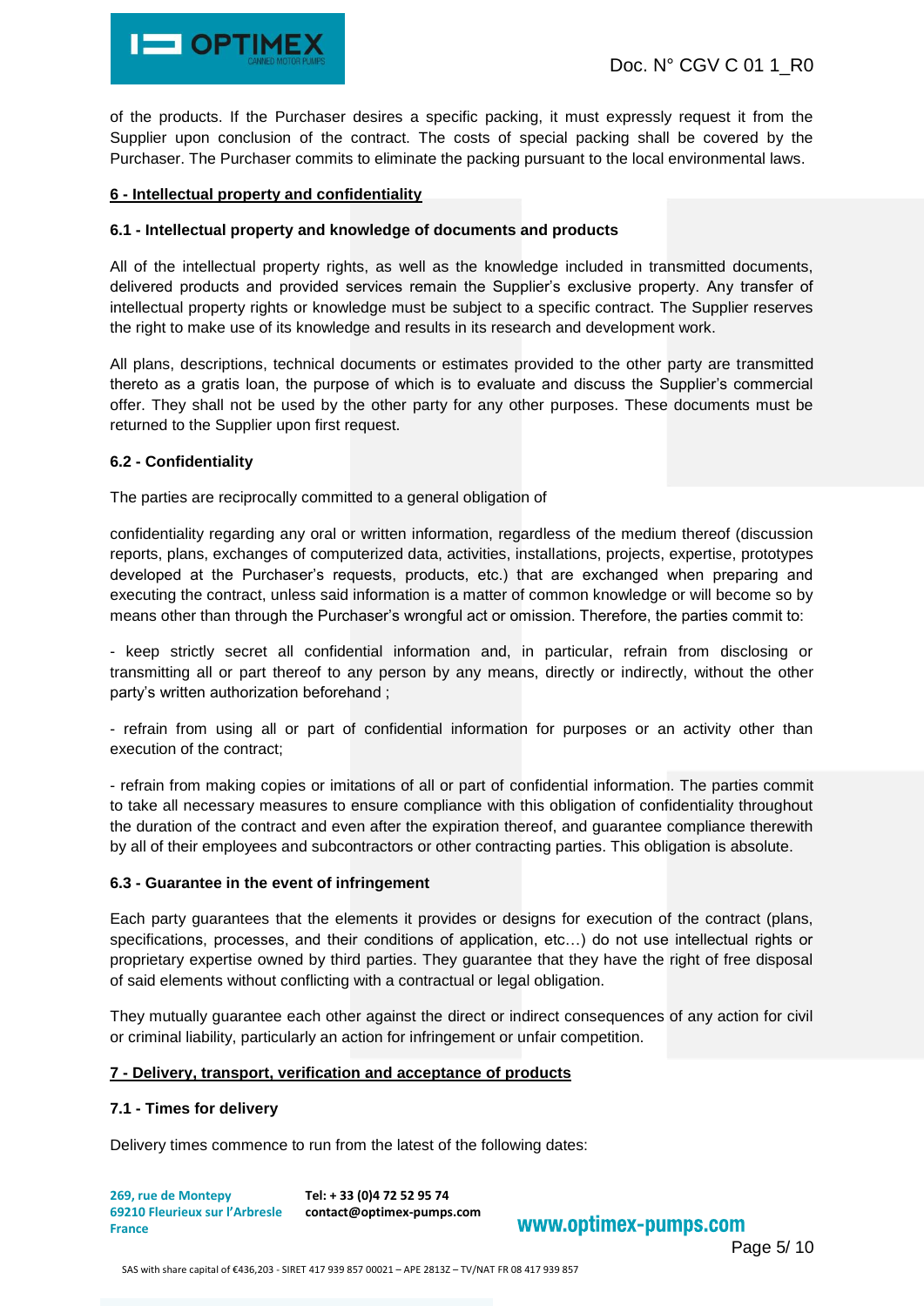of the products. If the Purchaser desires a specific packing, it must expressly request it from the Supplier upon conclusion of the contract. The costs of special packing shall be covered by the Purchaser. The Purchaser commits to eliminate the packing pursuant to the local environmental laws.

## 6 - Intellectual property and confidentiality

### 6.1 - Intellectual property and knowledge of documents and products

All of the intellectual property rights, as well as the knowledge included in transmitted documents, delivered products and provided services remain the Supplier's exclusive property. Any transfer of intellectual property rights or knowledge must be subject to a specific contract. The Supplier reserves the right to make use of its knowledge and results in its research and development work.

All plans, descriptions, technical documents or estimates provided to the other party are transmitted thereto as a gratis loan, the purpose of which is to evaluate and discuss the Supplier's commercial offer. They shall not be used by the other party for any other purposes. These documents must be returned to the Supplier upon first request.

### 6.2 - Confidentiality

The parties are reciprocally committed to a general obligation of

confidentiality regarding any oral or written information, regardless of the medium thereof (discussion reports, plans, exchanges of computerized data, activities, installations, projects, expertise, prototypes developed at the Purchaser's requests, products, etc.) that are exchanged when preparing and executing the contract, unless said information is a matter of common knowledge or will become so by means other than through the Purchaser's wrongful act or omission. Therefore, the parties commit to:

- keep strictly secret all confidential information and, in particular, refrain from disclosing or transmitting all or part thereof to any person by any means, directly or indirectly, without the other party's written authorization beforehand ;

- refrain from using all or part of confidential information for purposes or an activity other than execution of the contract;

- refrain from making copies or imitations of all or part of confidential information. The parties commit to take all necessary measures to ensure compliance with this obligation of confidentiality throughout the duration of the contract and even after the expiration thereof, and guarantee compliance therewith by all of their employees and subcontractors or other contracting parties. This obligation is absolute.

### 6.3 - Guarantee in the event of infringement

Each party guarantees that the elements it provides or designs for execution of the contract (plans, specifications, processes, and their conditions of application, etc…) do not use intellectual rights or proprietary expertise owned by third parties. They guarantee that they have the right of free disposal of said elements without conflicting with a contractual or legal obligation.

They mutually guarantee each other against the direct or indirect consequences of any action for civil or criminal liability, particularly an action for infringement or unfair competition.

## 7 - Delivery, transport, verification and acceptance of products

### 7.1 - Times for delivery

Delivery times commence to run from the latest of the following dates: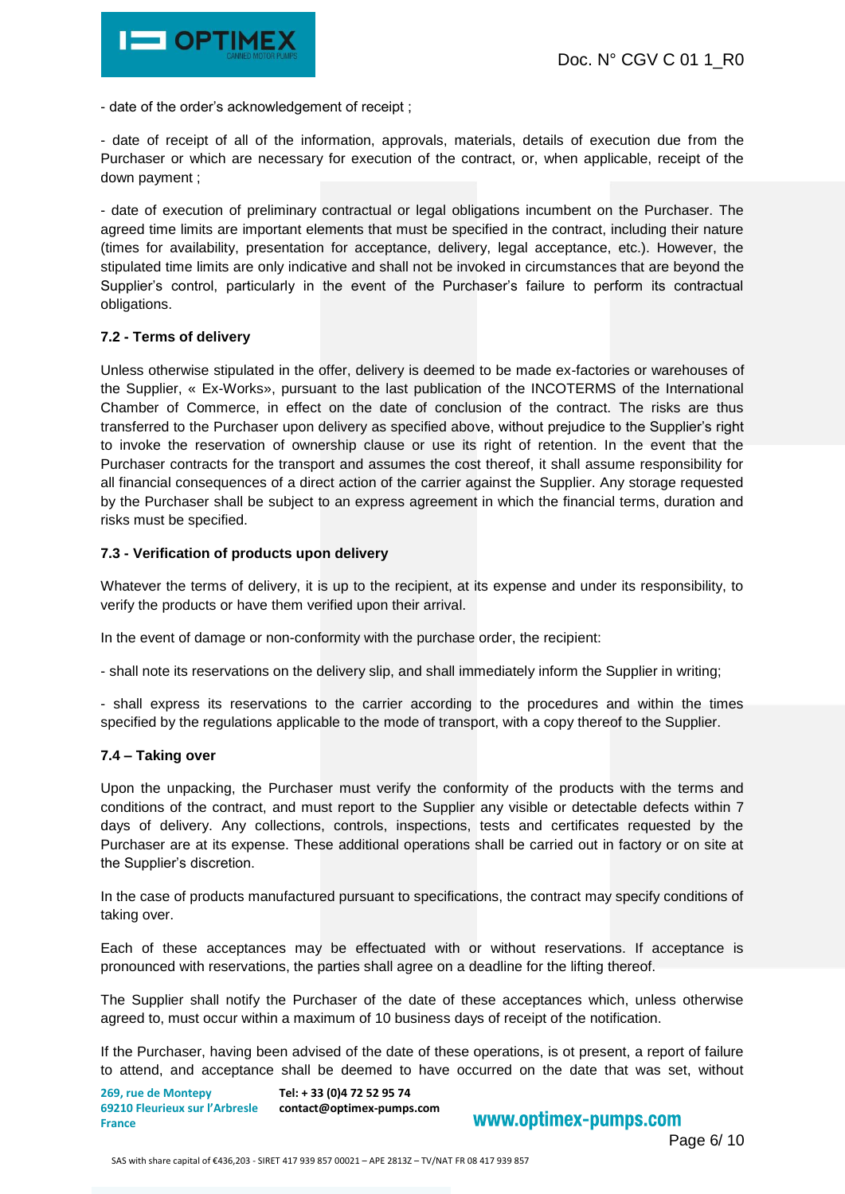- date of the order's acknowledgement of receipt ;

- date of receipt of all of the information, approvals, materials, details of execution due from the Purchaser or which are necessary for execution of the contract, or, when applicable, receipt of the down payment ;

- date of execution of preliminary contractual or legal obligations incumbent on the Purchaser. The agreed time limits are important elements that must be specified in the contract, including their nature (times for availability, presentation for acceptance, delivery, legal acceptance, etc.). However, the stipulated time limits are only indicative and shall not be invoked in circumstances that are beyond the Supplier's control, particularly in the event of the Purchaser's failure to perform its contractual obligations.

### 7.2 - Terms of delivery

Unless otherwise stipulated in the offer, delivery is deemed to be made ex-factories or warehouses of the Supplier, « Ex-Works», pursuant to the last publication of the INCOTERMS of the International Chamber of Commerce, in effect on the date of conclusion of the contract. The risks are thus transferred to the Purchaser upon delivery as specified above, without prejudice to the Supplier's right to invoke the reservation of ownership clause or use its right of retention. In the event that the Purchaser contracts for the transport and assumes the cost thereof, it shall assume responsibility for all financial consequences of a direct action of the carrier against the Supplier. Any storage requested by the Purchaser shall be subject to an express agreement in which the financial terms, duration and risks must be specified.

### 7.3 - Verification of products upon delivery

Whatever the terms of delivery, it is up to the recipient, at its expense and under its responsibility, to verify the products or have them verified upon their arrival.

In the event of damage or non-conformity with the purchase order, the recipient:

- shall note its reservations on the delivery slip, and shall immediately inform the Supplier in writing;

- shall express its reservations to the carrier according to the procedures and within the times specified by the regulations applicable to the mode of transport, with a copy thereof to the Supplier.

### 7.4 – Taking over

Upon the unpacking, the Purchaser must verify the conformity of the products with the terms and conditions of the contract, and must report to the Supplier any visible or detectable defects within 7 days of delivery. Any collections, controls, inspections, tests and certificates requested by the Purchaser are at its expense. These additional operations shall be carried out in factory or on site at the Supplier's discretion.

In the case of products manufactured pursuant to specifications, the contract may specify conditions of taking over.

Each of these acceptances may be effectuated with or without reservations. If acceptance is pronounced with reservations, the parties shall agree on a deadline for the lifting thereof.

The Supplier shall notify the Purchaser of the date of these acceptances which, unless otherwise agreed to, must occur within a maximum of 10 business days of receipt of the notification.

If the Purchaser, having been advised of the date of these operations, is ot present, a report of failure to attend, and acceptance shall be deemed to have occurred on the date that was set, without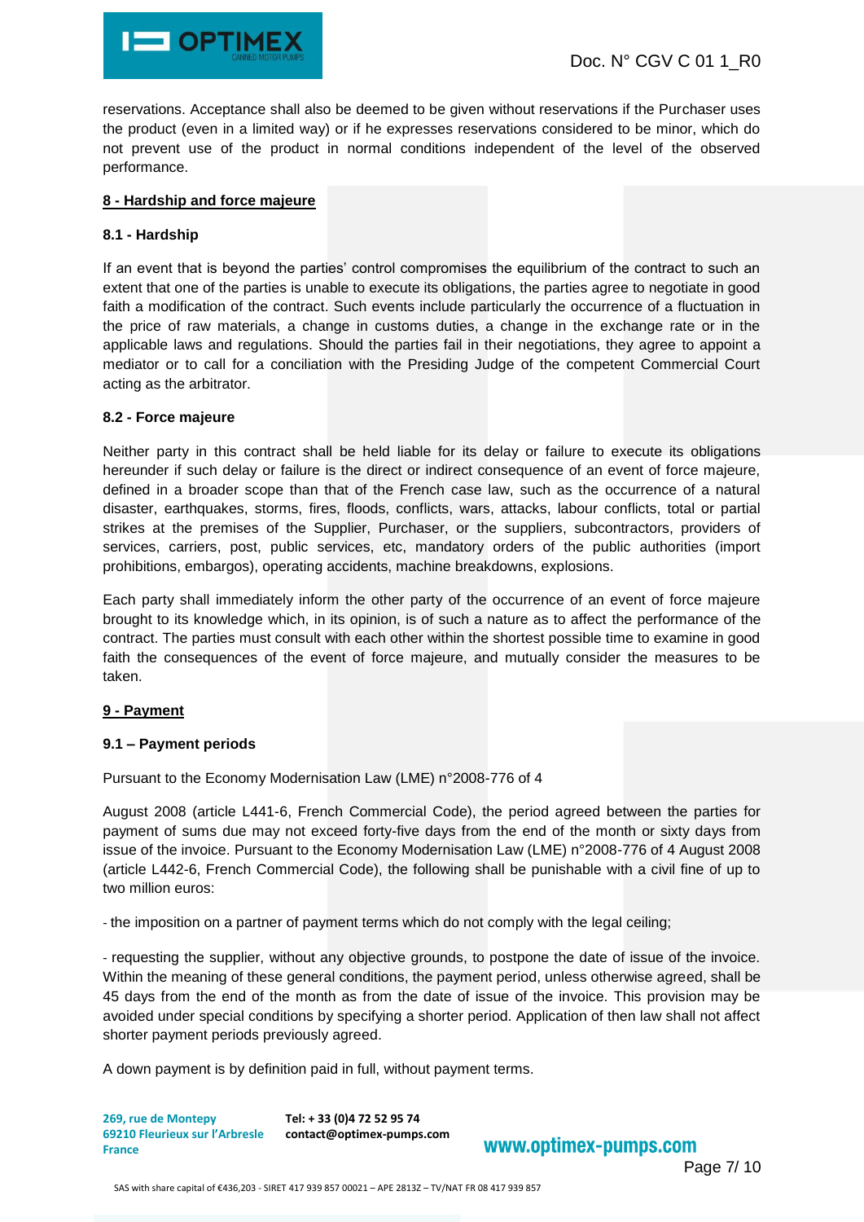reservations. Acceptance shall also be deemed to be given without reservations if the Purchaser uses the product (even in a limited way) or if he expresses reservations considered to be minor, which do not prevent use of the product in normal conditions independent of the level of the observed performance.

## 8 - Hardship and force majeure

### 8.1 - Hardship

If an event that is beyond the parties' control compromises the equilibrium of the contract to such an extent that one of the parties is unable to execute its obligations, the parties agree to negotiate in good faith a modification of the contract. Such events include particularly the occurrence of a fluctuation in the price of raw materials, a change in customs duties, a change in the exchange rate or in the applicable laws and regulations. Should the parties fail in their negotiations, they agree to appoint a mediator or to call for a conciliation with the Presiding Judge of the competent Commercial Court acting as the arbitrator.

### 8.2 - Force majeure

Neither party in this contract shall be held liable for its delay or failure to execute its obligations hereunder if such delay or failure is the direct or indirect consequence of an event of force majeure, defined in a broader scope than that of the French case law, such as the occurrence of a natural disaster, earthquakes, storms, fires, floods, conflicts, wars, attacks, labour conflicts, total or partial strikes at the premises of the Supplier, Purchaser, or the suppliers, subcontractors, providers of services, carriers, post, public services, etc, mandatory orders of the public authorities (import prohibitions, embargos), operating accidents, machine breakdowns, explosions.

Each party shall immediately inform the other party of the occurrence of an event of force majeure brought to its knowledge which, in its opinion, is of such a nature as to affect the performance of the contract. The parties must consult with each other within the shortest possible time to examine in good faith the consequences of the event of force majeure, and mutually consider the measures to be taken.

## 9 - Payment

### 9.1 – Payment periods

Pursuant to the Economy Modernisation Law (LME) n°2008-776 of 4

August 2008 (article L441-6, French Commercial Code), the period agreed between the parties for payment of sums due may not exceed forty-five days from the end of the month or sixty days from issue of the invoice. Pursuant to the Economy Modernisation Law (LME) n°2008-776 of 4 August 2008 (article L442-6, French Commercial Code), the following shall be punishable with a civil fine of up to two million euros:

- the imposition on a partner of payment terms which do not comply with the legal ceiling;

- requesting the supplier, without any objective grounds, to postpone the date of issue of the invoice. Within the meaning of these general conditions, the payment period, unless otherwise agreed, shall be 45 days from the end of the month as from the date of issue of the invoice. This provision may be avoided under special conditions by specifying a shorter period. Application of then law shall not affect shorter payment periods previously agreed.

A down payment is by definition paid in full, without payment terms.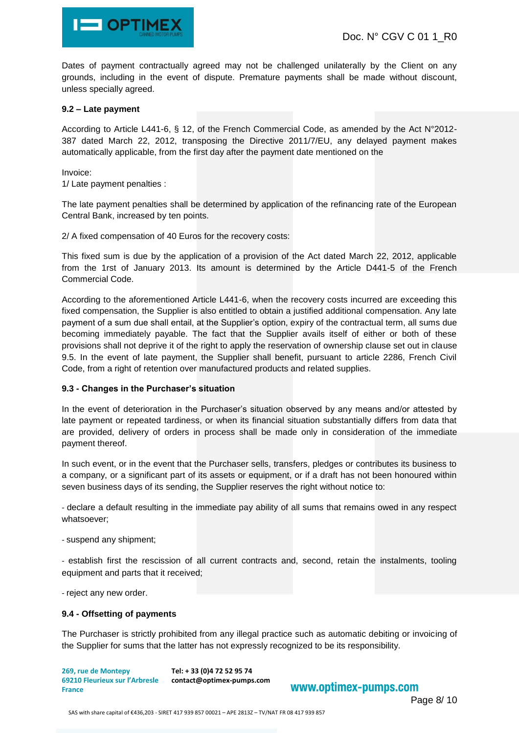Dates of payment contractually agreed may not be challenged unilaterally by the Client on any grounds, including in the event of dispute. Premature payments shall be made without discount, unless specially agreed.

**9.2 – Late payment**

According to Article L441-6, § 12, of the French Commercial Code, as amended by the Act N°2012-387 dated March 22, 2012, transposing the Directive 2011/7/EU, any delayed payment makes automatically applicable, from the first day after the payment date mentioned on the

Invoice:
1/ Late payment penalties :

The late payment penalties shall be determined by application of the refinancing rate of the European Central Bank, increased by ten points.

2/ A fixed compensation of 40 Euros for the recovery costs:

This fixed sum is due by the application of a provision of the Act dated March 22, 2012, applicable from the 1rst of January 2013. Its amount is determined by the Article D441-5 of the French Commercial Code.

According to the aforementioned Article L441-6, when the recovery costs incurred are exceeding this fixed compensation, the Supplier is also entitled to obtain a justified additional compensation. Any late payment of a sum due shall entail, at the Supplier's option, expiry of the contractual term, all sums due becoming immediately payable. The fact that the Supplier avails itself of either or both of these provisions shall not deprive it of the right to apply the reservation of ownership clause set out in clause 9.5. In the event of late payment, the Supplier shall benefit, pursuant to article 2286, French Civil Code, from a right of retention over manufactured products and related supplies.

**9.3 - Changes in the Purchaser's situation**

In the event of deterioration in the Purchaser's situation observed by any means and/or attested by late payment or repeated tardiness, or when its financial situation substantially differs from data that are provided, delivery of orders in process shall be made only in consideration of the immediate payment thereof.

In such event, or in the event that the Purchaser sells, transfers, pledges or contributes its business to a company, or a significant part of its assets or equipment, or if a draft has not been honoured within seven business days of its sending, the Supplier reserves the right without notice to:

- declare a default resulting in the immediate pay ability of all sums that remains owed in any respect whatsoever;

- suspend any shipment;

- establish first the rescission of all current contracts and, second, retain the instalments, tooling equipment and parts that it received;

- reject any new order.

**9.4 - Offsetting of payments**

The Purchaser is strictly prohibited from any illegal practice such as automatic debiting or invoicing of the Supplier for sums that the latter has not expressly recognized to be its responsibility.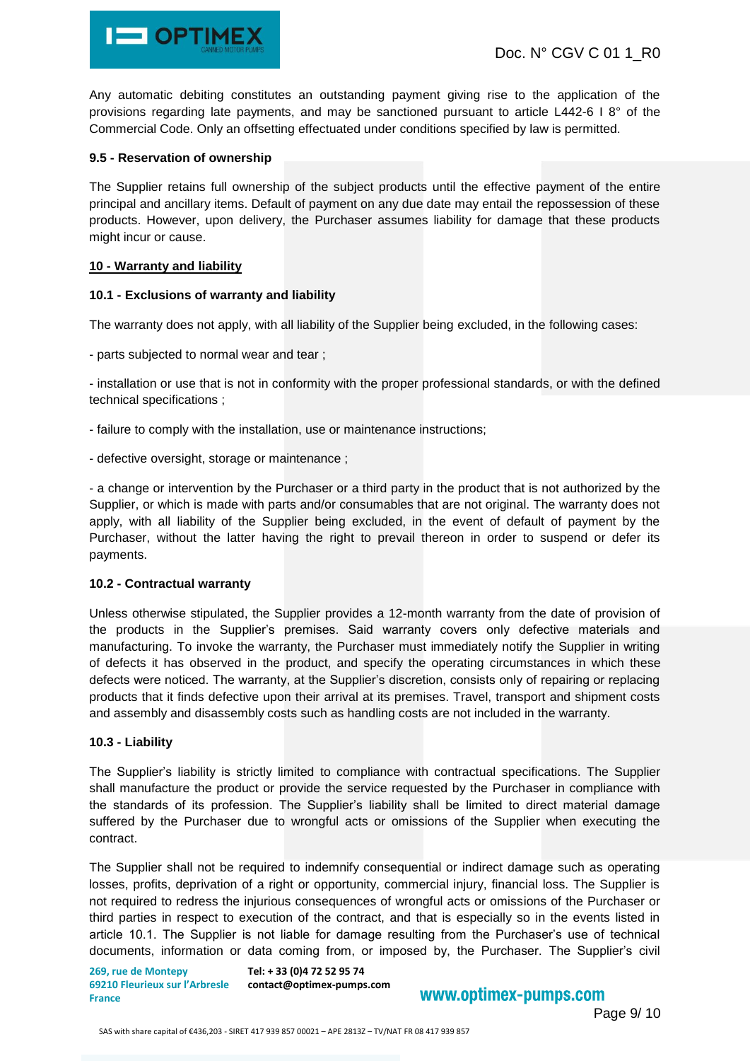Any automatic debiting constitutes an outstanding payment giving rise to the application of the provisions regarding late payments, and may be sanctioned pursuant to article L442-6 I 8° of the Commercial Code. Only an offsetting effectuated under conditions specified by law is permitted.

**9.5 - Reservation of ownership**

The Supplier retains full ownership of the subject products until the effective payment of the entire principal and ancillary items. Default of payment on any due date may entail the repossession of these products. However, upon delivery, the Purchaser assumes liability for damage that these products might incur or cause.

## 10 - Warranty and liability

**10.1 - Exclusions of warranty and liability**

The warranty does not apply, with all liability of the Supplier being excluded, in the following cases:

- parts subjected to normal wear and tear ;

- installation or use that is not in conformity with the proper professional standards, or with the defined technical specifications ;

- failure to comply with the installation, use or maintenance instructions;

- defective oversight, storage or maintenance ;

- a change or intervention by the Purchaser or a third party in the product that is not authorized by the Supplier, or which is made with parts and/or consumables that are not original. The warranty does not apply, with all liability of the Supplier being excluded, in the event of default of payment by the Purchaser, without the latter having the right to prevail thereon in order to suspend or defer its payments.

**10.2 - Contractual warranty**

Unless otherwise stipulated, the Supplier provides a 12-month warranty from the date of provision of the products in the Supplier's premises. Said warranty covers only defective materials and manufacturing. To invoke the warranty, the Purchaser must immediately notify the Supplier in writing of defects it has observed in the product, and specify the operating circumstances in which these defects were noticed. The warranty, at the Supplier's discretion, consists only of repairing or replacing products that it finds defective upon their arrival at its premises. Travel, transport and shipment costs and assembly and disassembly costs such as handling costs are not included in the warranty.

**10.3 - Liability**

The Supplier's liability is strictly limited to compliance with contractual specifications. The Supplier shall manufacture the product or provide the service requested by the Purchaser in compliance with the standards of its profession. The Supplier's liability shall be limited to direct material damage suffered by the Purchaser due to wrongful acts or omissions of the Supplier when executing the contract.

The Supplier shall not be required to indemnify consequential or indirect damage such as operating losses, profits, deprivation of a right or opportunity, commercial injury, financial loss. The Supplier is not required to redress the injurious consequences of wrongful acts or omissions of the Purchaser or third parties in respect to execution of the contract, and that is especially so in the events listed in article 10.1. The Supplier is not liable for damage resulting from the Purchaser's use of technical documents, information or data coming from, or imposed by, the Purchaser. The Supplier's civil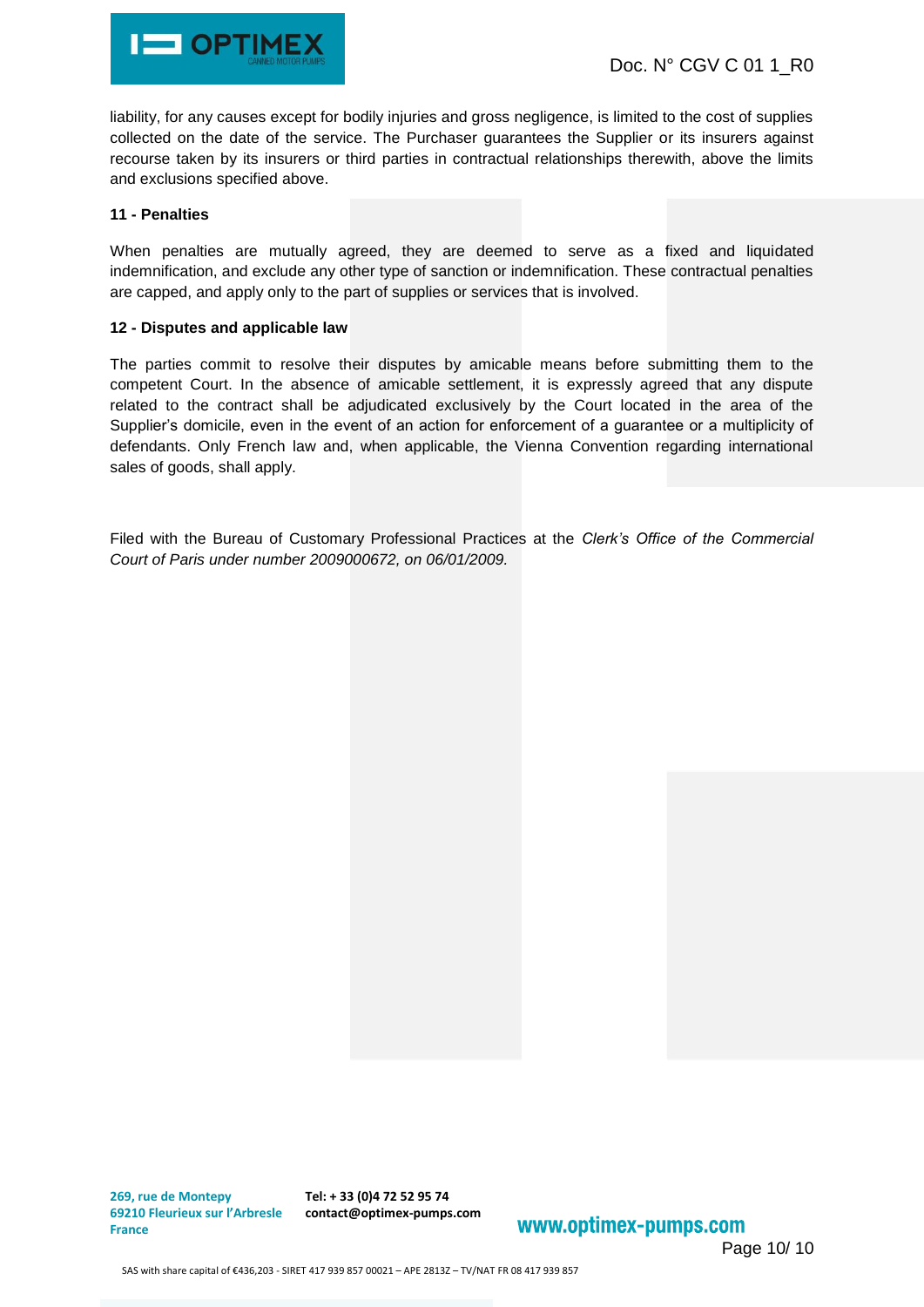liability, for any causes except for bodily injuries and gross negligence, is limited to the cost of supplies collected on the date of the service. The Purchaser guarantees the Supplier or its insurers against recourse taken by its insurers or third parties in contractual relationships therewith, above the limits and exclusions specified above.

**11 - Penalties**

When penalties are mutually agreed, they are deemed to serve as a fixed and liquidated indemnification, and exclude any other type of sanction or indemnification. These contractual penalties are capped, and apply only to the part of supplies or services that is involved.

**12 - Disputes and applicable law**

The parties commit to resolve their disputes by amicable means before submitting them to the competent Court. In the absence of amicable settlement, it is expressly agreed that any dispute related to the contract shall be adjudicated exclusively by the Court located in the area of the Supplier's domicile, even in the event of an action for enforcement of a guarantee or a multiplicity of defendants. Only French law and, when applicable, the Vienna Convention regarding international sales of goods, shall apply.

Filed with the Bureau of Customary Professional Practices at the *Clerk's Office of the Commercial Court of Paris under number 2009000672, on 06/01/2009.*